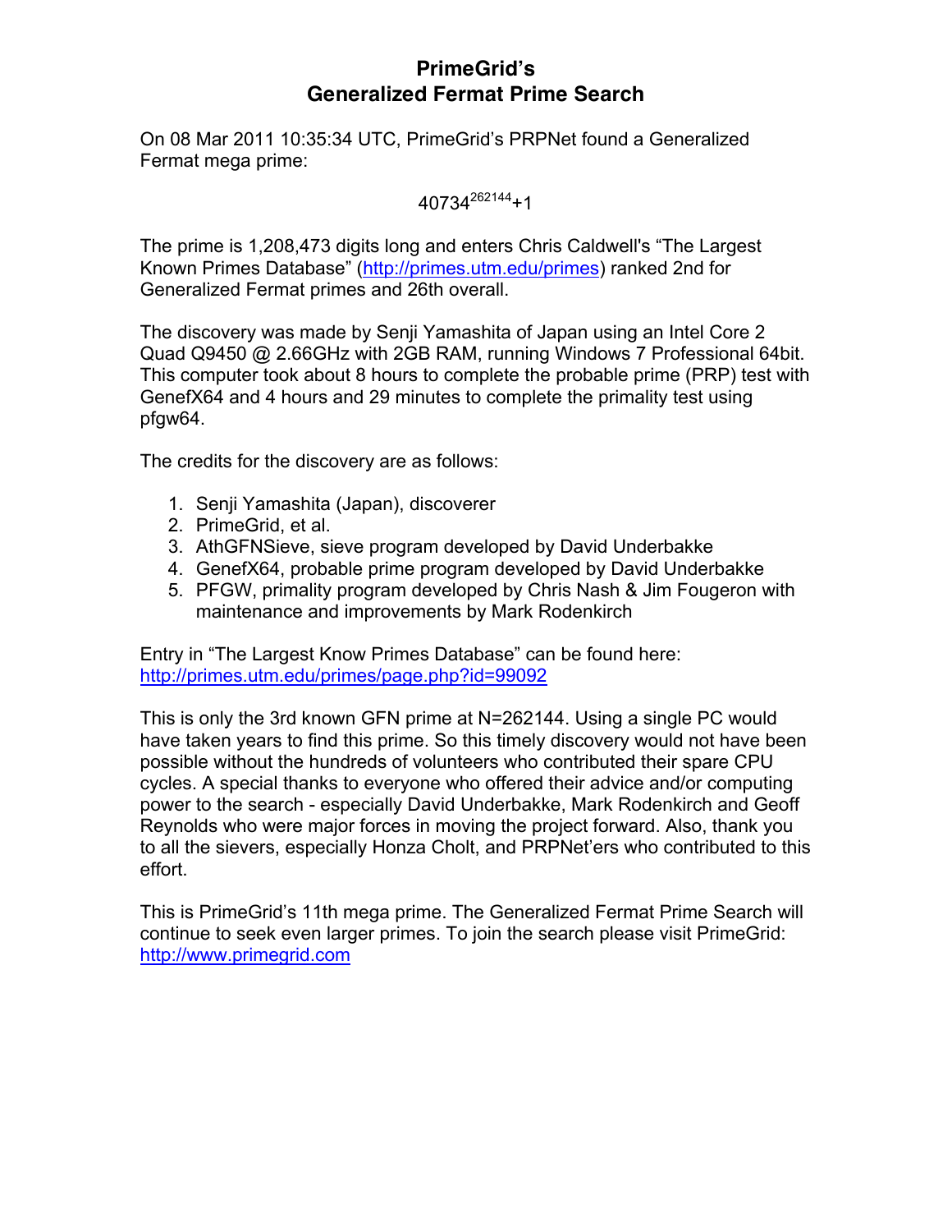# PrimeGrid's
# Generalized Fermat Prime Search

On 08 Mar 2011 10:35:34 UTC, PrimeGrid's PRPNet found a Generalized Fermat mega prime:

$$40734^{262144}+1$$

The prime is 1,208,473 digits long and enters Chris Caldwell's "The Largest Known Primes Database" (http://primes.utm.edu/primes) ranked 2nd for Generalized Fermat primes and 26th overall.

The discovery was made by Senji Yamashita of Japan using an Intel Core 2 Quad Q9450 @ 2.66GHz with 2GB RAM, running Windows 7 Professional 64bit. This computer took about 8 hours to complete the probable prime (PRP) test with GenefX64 and 4 hours and 29 minutes to complete the primality test using pfgw64.

The credits for the discovery are as follows:

1. Senji Yamashita (Japan), discoverer
2. PrimeGrid, et al.
3. AthGFNSieve, sieve program developed by David Underbakke
4. GenefX64, probable prime program developed by David Underbakke
5. PFGW, primality program developed by Chris Nash & Jim Fougeron with maintenance and improvements by Mark Rodenkirch

Entry in "The Largest Know Primes Database" can be found here:
http://primes.utm.edu/primes/page.php?id=99092

This is only the 3rd known GFN prime at N=262144. Using a single PC would have taken years to find this prime. So this timely discovery would not have been possible without the hundreds of volunteers who contributed their spare CPU cycles. A special thanks to everyone who offered their advice and/or computing power to the search - especially David Underbakke, Mark Rodenkirch and Geoff Reynolds who were major forces in moving the project forward. Also, thank you to all the sievers, especially Honza Cholt, and PRPNet'ers who contributed to this effort.

This is PrimeGrid's 11th mega prime. The Generalized Fermat Prime Search will continue to seek even larger primes. To join the search please visit PrimeGrid:
http://www.primegrid.com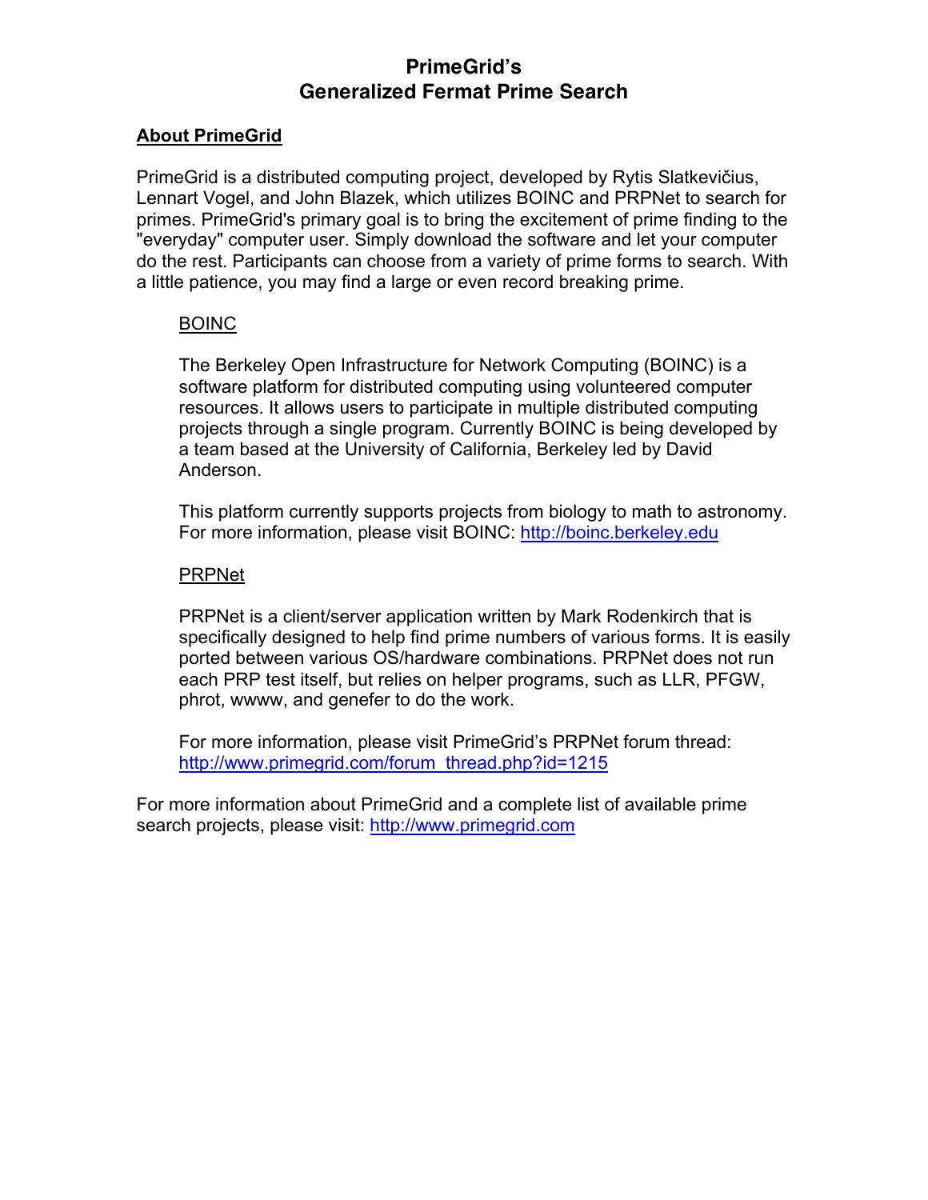# PrimeGrid's Generalized Fermat Prime Search

## About PrimeGrid

PrimeGrid is a distributed computing project, developed by Rytis Slatkevičius, Lennart Vogel, and John Blazek, which utilizes BOINC and PRPNet to search for primes. PrimeGrid's primary goal is to bring the excitement of prime finding to the "everyday" computer user. Simply download the software and let your computer do the rest. Participants can choose from a variety of prime forms to search. With a little patience, you may find a large or even record breaking prime.

### BOINC

The Berkeley Open Infrastructure for Network Computing (BOINC) is a software platform for distributed computing using volunteered computer resources. It allows users to participate in multiple distributed computing projects through a single program. Currently BOINC is being developed by a team based at the University of California, Berkeley led by David Anderson.

This platform currently supports projects from biology to math to astronomy. For more information, please visit BOINC: [http://boinc.berkeley.edu](http://boinc.berkeley.edu)

### PRPNet

PRPNet is a client/server application written by Mark Rodenkirch that is specifically designed to help find prime numbers of various forms. It is easily ported between various OS/hardware combinations. PRPNet does not run each PRP test itself, but relies on helper programs, such as LLR, PFGW, phrot, wwww, and genefer to do the work.

For more information, please visit PrimeGrid's PRPNet forum thread: [http://www.primegrid.com/forum_thread.php?id=1215](http://www.primegrid.com/forum_thread.php?id=1215)

For more information about PrimeGrid and a complete list of available prime search projects, please visit: [http://www.primegrid.com](http://www.primegrid.com)